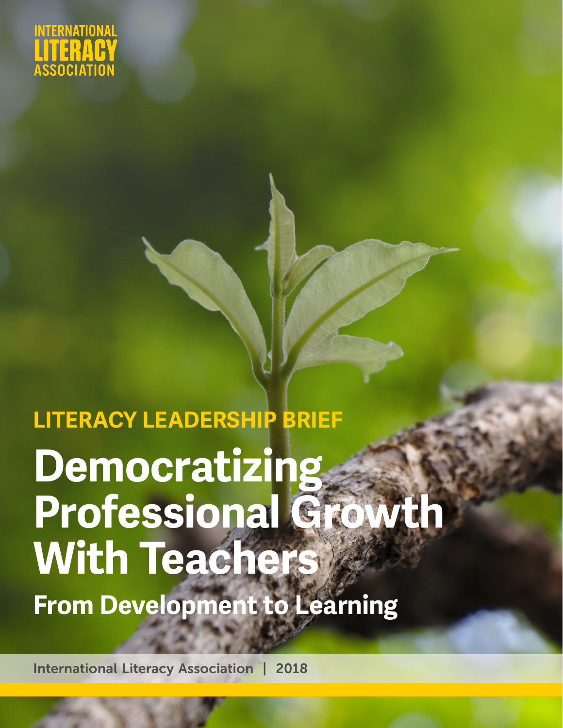INTERNATIONAL LITERACY ASSOCIATION

LITERACY LEADERSHIP BRIEF

# Democratizing Professional Growth With Teachers

## From Development to Learning

International Literacy Association | 2018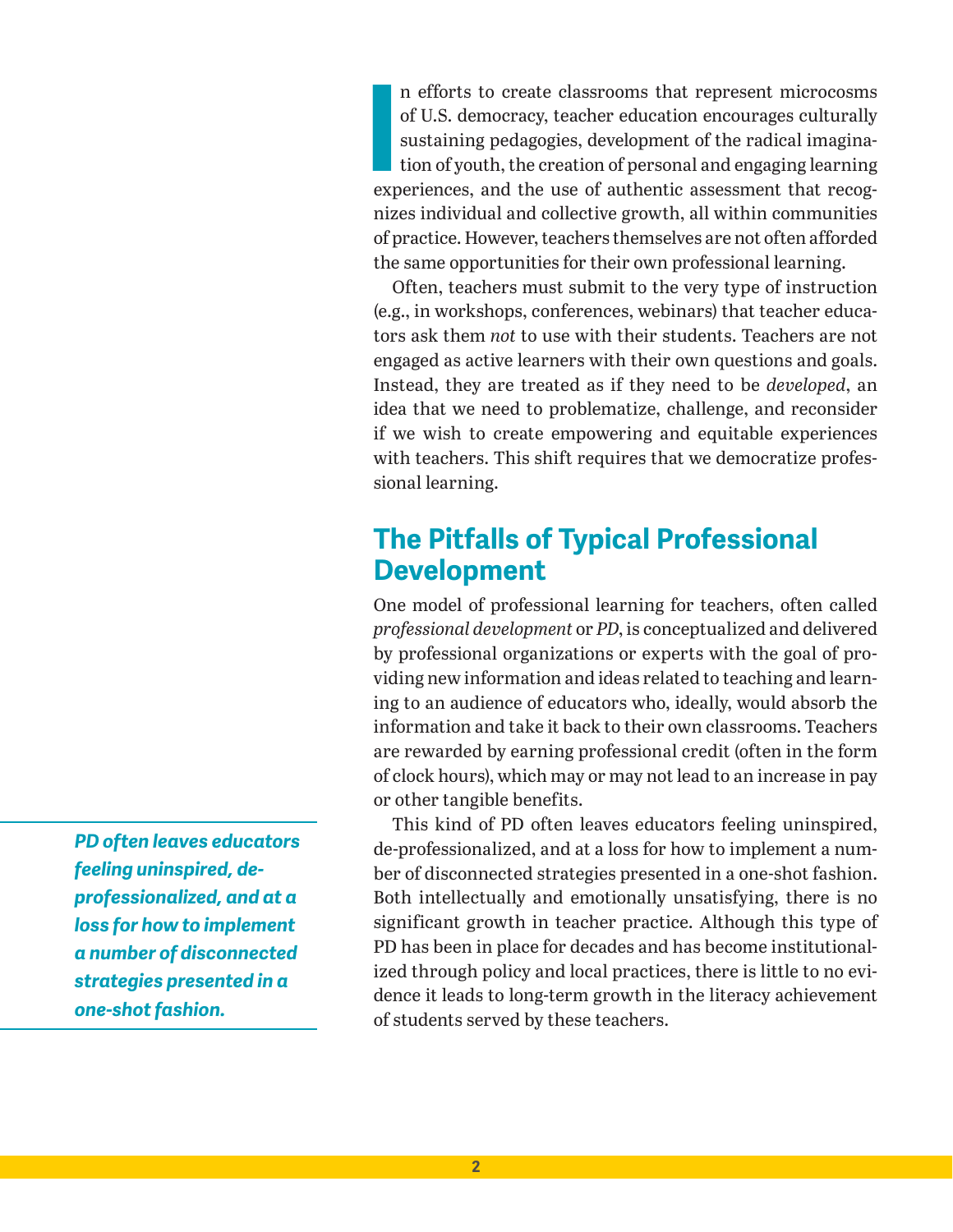In efforts to create classrooms that represent microcosms of U.S. democracy, teacher education encourages culturally sustaining pedagogies, development of the radical imagination of youth, the creation of personal and engaging learning experiences, and the use of authentic assessment that recognizes individual and collective growth, all within communities of practice. However, teachers themselves are not often afforded the same opportunities for their own professional learning.

Often, teachers must submit to the very type of instruction (e.g., in workshops, conferences, webinars) that teacher educators ask them *not* to use with their students. Teachers are not engaged as active learners with their own questions and goals. Instead, they are treated as if they need to be *developed*, an idea that we need to problematize, challenge, and reconsider if we wish to create empowering and equitable experiences with teachers. This shift requires that we democratize professional learning.

## The Pitfalls of Typical Professional Development

One model of professional learning for teachers, often called *professional development* or *PD*, is conceptualized and delivered by professional organizations or experts with the goal of providing new information and ideas related to teaching and learning to an audience of educators who, ideally, would absorb the information and take it back to their own classrooms. Teachers are rewarded by earning professional credit (often in the form of clock hours), which may or may not lead to an increase in pay or other tangible benefits.

This kind of PD often leaves educators feeling uninspired, de-professionalized, and at a loss for how to implement a number of disconnected strategies presented in a one-shot fashion. Both intellectually and emotionally unsatisfying, there is no significant growth in teacher practice. Although this type of PD has been in place for decades and has become institutionalized through policy and local practices, there is little to no evidence it leads to long-term growth in the literacy achievement of students served by these teachers.

***PD often leaves educators feeling uninspired, de-professionalized, and at a loss for how to implement a number of disconnected strategies presented in a one-shot fashion.***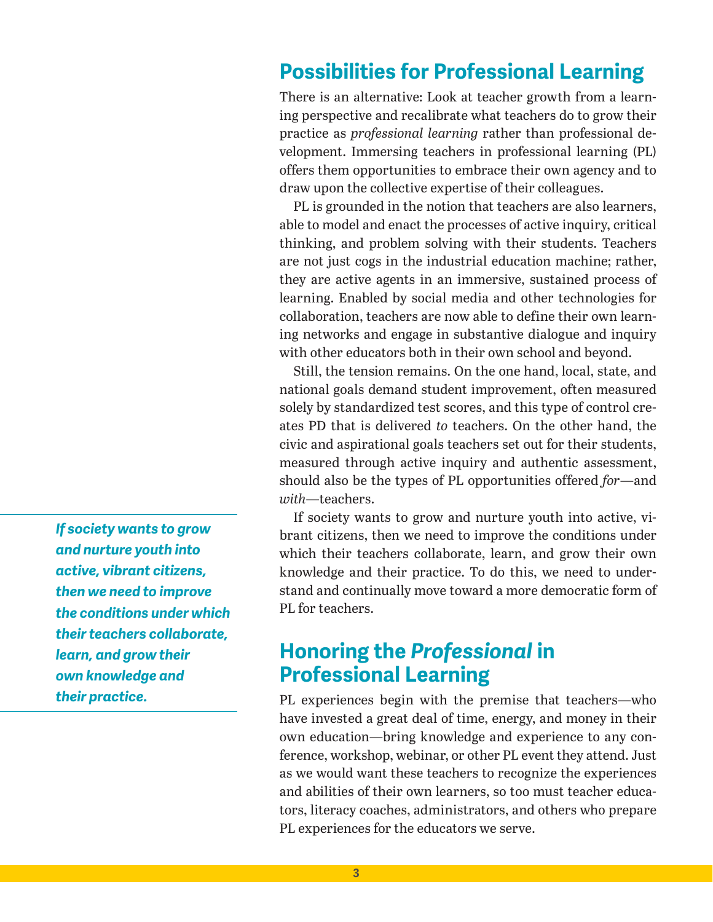## Possibilities for Professional Learning

There is an alternative: Look at teacher growth from a learning perspective and recalibrate what teachers do to grow their practice as *professional learning* rather than professional development. Immersing teachers in professional learning (PL) offers them opportunities to embrace their own agency and to draw upon the collective expertise of their colleagues.

PL is grounded in the notion that teachers are also learners, able to model and enact the processes of active inquiry, critical thinking, and problem solving with their students. Teachers are not just cogs in the industrial education machine; rather, they are active agents in an immersive, sustained process of learning. Enabled by social media and other technologies for collaboration, teachers are now able to define their own learning networks and engage in substantive dialogue and inquiry with other educators both in their own school and beyond.

Still, the tension remains. On the one hand, local, state, and national goals demand student improvement, often measured solely by standardized test scores, and this type of control creates PD that is delivered *to* teachers. On the other hand, the civic and aspirational goals teachers set out for their students, measured through active inquiry and authentic assessment, should also be the types of PL opportunities offered *for*—and *with*—teachers.

If society wants to grow and nurture youth into active, vibrant citizens, then we need to improve the conditions under which their teachers collaborate, learn, and grow their own knowledge and their practice. To do this, we need to understand and continually move toward a more democratic form of PL for teachers.

***If society wants to grow and nurture youth into active, vibrant citizens, then we need to improve the conditions under which their teachers collaborate, learn, and grow their own knowledge and their practice.***

## Honoring the *Professional* in Professional Learning

PL experiences begin with the premise that teachers—who have invested a great deal of time, energy, and money in their own education—bring knowledge and experience to any conference, workshop, webinar, or other PL event they attend. Just as we would want these teachers to recognize the experiences and abilities of their own learners, so too must teacher educators, literacy coaches, administrators, and others who prepare PL experiences for the educators we serve.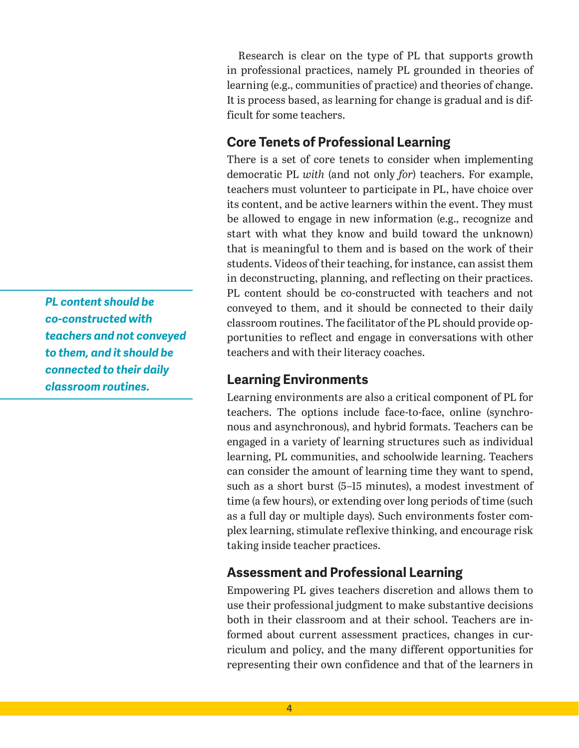Research is clear on the type of PL that supports growth in professional practices, namely PL grounded in theories of learning (e.g., communities of practice) and theories of change. It is process based, as learning for change is gradual and is difficult for some teachers.

## Core Tenets of Professional Learning

There is a set of core tenets to consider when implementing democratic PL *with* (and not only *for*) teachers. For example, teachers must volunteer to participate in PL, have choice over its content, and be active learners within the event. They must be allowed to engage in new information (e.g., recognize and start with what they know and build toward the unknown) that is meaningful to them and is based on the work of their students. Videos of their teaching, for instance, can assist them in deconstructing, planning, and reflecting on their practices. PL content should be co-constructed with teachers and not conveyed to them, and it should be connected to their daily classroom routines. The facilitator of the PL should provide opportunities to reflect and engage in conversations with other teachers and with their literacy coaches.

***PL content should be co-constructed with teachers and not conveyed to them, and it should be connected to their daily classroom routines.***

## Learning Environments

Learning environments are also a critical component of PL for teachers. The options include face-to-face, online (synchronous and asynchronous), and hybrid formats. Teachers can be engaged in a variety of learning structures such as individual learning, PL communities, and schoolwide learning. Teachers can consider the amount of learning time they want to spend, such as a short burst (5–15 minutes), a modest investment of time (a few hours), or extending over long periods of time (such as a full day or multiple days). Such environments foster complex learning, stimulate reflexive thinking, and encourage risk taking inside teacher practices.

## Assessment and Professional Learning

Empowering PL gives teachers discretion and allows them to use their professional judgment to make substantive decisions both in their classroom and at their school. Teachers are informed about current assessment practices, changes in curriculum and policy, and the many different opportunities for representing their own confidence and that of the learners in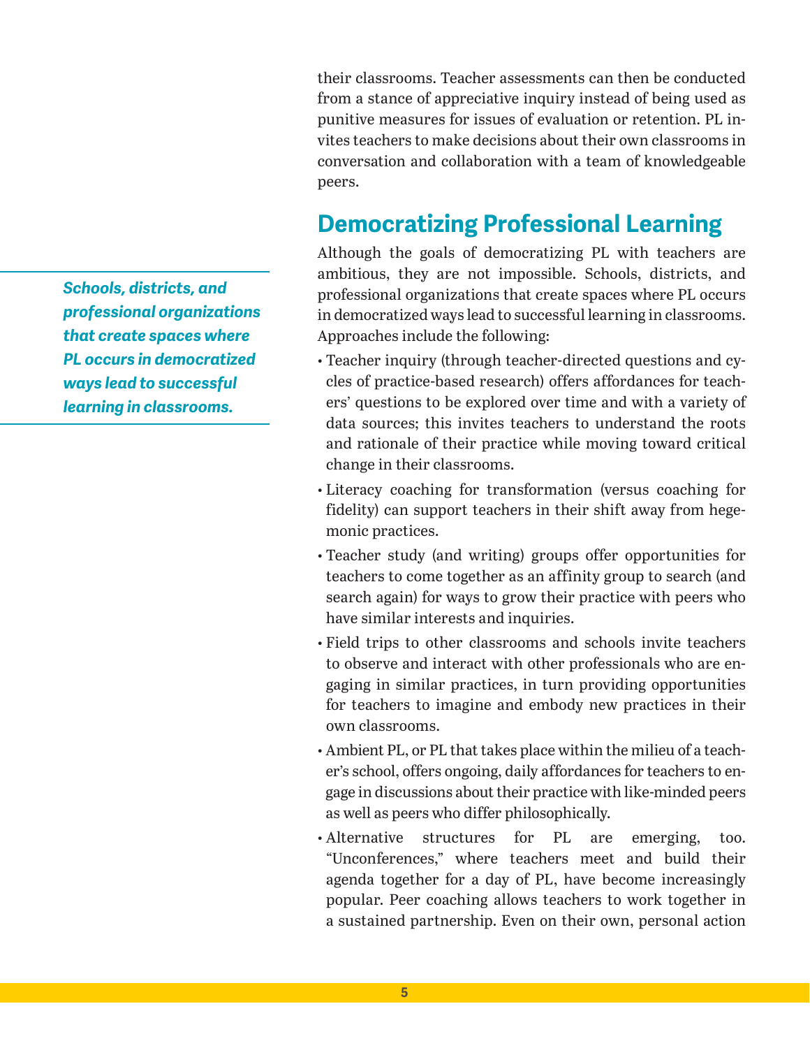their classrooms. Teacher assessments can then be conducted from a stance of appreciative inquiry instead of being used as punitive measures for issues of evaluation or retention. PL invites teachers to make decisions about their own classrooms in conversation and collaboration with a team of knowledgeable peers.

## Democratizing Professional Learning

*Schools, districts, and professional organizations that create spaces where PL occurs in democratized ways lead to successful learning in classrooms.*

Although the goals of democratizing PL with teachers are ambitious, they are not impossible. Schools, districts, and professional organizations that create spaces where PL occurs in democratized ways lead to successful learning in classrooms. Approaches include the following:

- Teacher inquiry (through teacher-directed questions and cycles of practice-based research) offers affordances for teachers' questions to be explored over time and with a variety of data sources; this invites teachers to understand the roots and rationale of their practice while moving toward critical change in their classrooms.
- Literacy coaching for transformation (versus coaching for fidelity) can support teachers in their shift away from hegemonic practices.
- Teacher study (and writing) groups offer opportunities for teachers to come together as an affinity group to search (and search again) for ways to grow their practice with peers who have similar interests and inquiries.
- Field trips to other classrooms and schools invite teachers to observe and interact with other professionals who are engaging in similar practices, in turn providing opportunities for teachers to imagine and embody new practices in their own classrooms.
- Ambient PL, or PL that takes place within the milieu of a teacher's school, offers ongoing, daily affordances for teachers to engage in discussions about their practice with like-minded peers as well as peers who differ philosophically.
- Alternative structures for PL are emerging, too. "Unconferences," where teachers meet and build their agenda together for a day of PL, have become increasingly popular. Peer coaching allows teachers to work together in a sustained partnership. Even on their own, personal action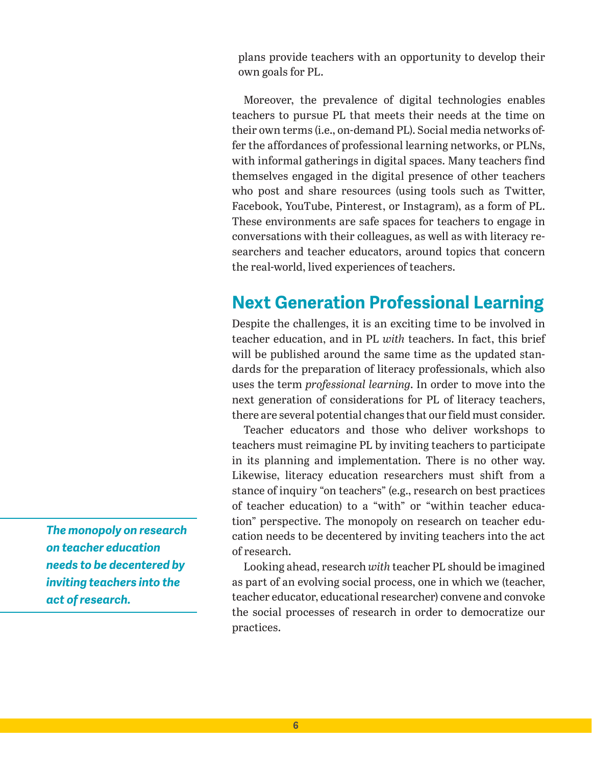plans provide teachers with an opportunity to develop their own goals for PL.

Moreover, the prevalence of digital technologies enables teachers to pursue PL that meets their needs at the time on their own terms (i.e., on-demand PL). Social media networks offer the affordances of professional learning networks, or PLNs, with informal gatherings in digital spaces. Many teachers find themselves engaged in the digital presence of other teachers who post and share resources (using tools such as Twitter, Facebook, YouTube, Pinterest, or Instagram), as a form of PL. These environments are safe spaces for teachers to engage in conversations with their colleagues, as well as with literacy researchers and teacher educators, around topics that concern the real-world, lived experiences of teachers.

## Next Generation Professional Learning

Despite the challenges, it is an exciting time to be involved in teacher education, and in PL *with* teachers. In fact, this brief will be published around the same time as the updated standards for the preparation of literacy professionals, which also uses the term *professional learning*. In order to move into the next generation of considerations for PL of literacy teachers, there are several potential changes that our field must consider.

Teacher educators and those who deliver workshops to teachers must reimagine PL by inviting teachers to participate in its planning and implementation. There is no other way. Likewise, literacy education researchers must shift from a stance of inquiry "on teachers" (e.g., research on best practices of teacher education) to a "with" or "within teacher education" perspective. The monopoly on research on teacher education needs to be decentered by inviting teachers into the act of research.

> ***The monopoly on research on teacher education needs to be decentered by inviting teachers into the act of research.***

Looking ahead, research *with* teacher PL should be imagined as part of an evolving social process, one in which we (teacher, teacher educator, educational researcher) convene and convoke the social processes of research in order to democratize our practices.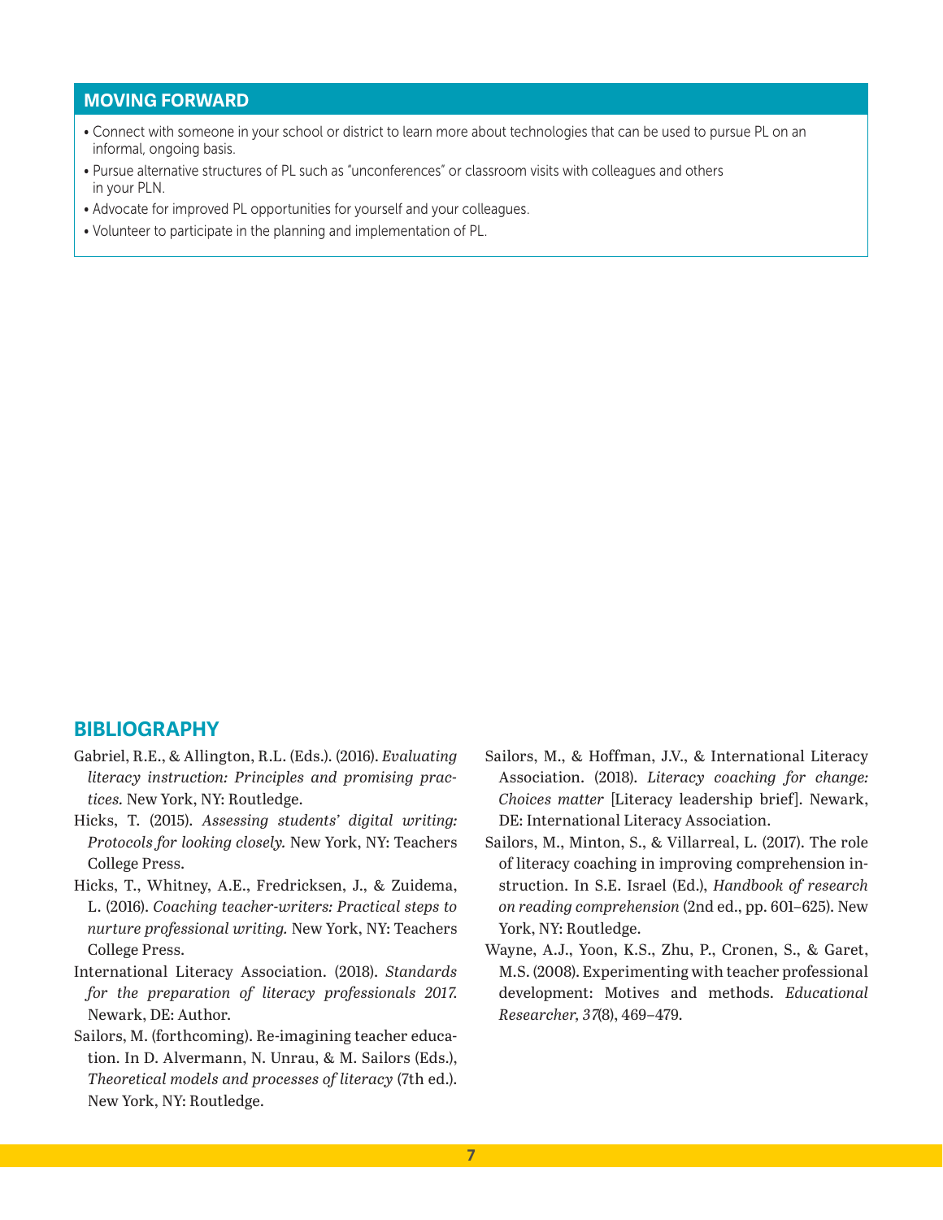## MOVING FORWARD

- Connect with someone in your school or district to learn more about technologies that can be used to pursue PL on an informal, ongoing basis.
- Pursue alternative structures of PL such as "unconferences" or classroom visits with colleagues and others in your PLN.
- Advocate for improved PL opportunities for yourself and your colleagues.
- Volunteer to participate in the planning and implementation of PL.

## BIBLIOGRAPHY

Gabriel, R.E., & Allington, R.L. (Eds.). (2016). *Evaluating literacy instruction: Principles and promising practices.* New York, NY: Routledge.

Hicks, T. (2015). *Assessing students' digital writing: Protocols for looking closely.* New York, NY: Teachers College Press.

Hicks, T., Whitney, A.E., Fredricksen, J., & Zuidema, L. (2016). *Coaching teacher-writers: Practical steps to nurture professional writing.* New York, NY: Teachers College Press.

International Literacy Association. (2018). *Standards for the preparation of literacy professionals 2017.* Newark, DE: Author.

Sailors, M. (forthcoming). Re-imagining teacher education. In D. Alvermann, N. Unrau, & M. Sailors (Eds.), *Theoretical models and processes of literacy* (7th ed.). New York, NY: Routledge.

Sailors, M., & Hoffman, J.V., & International Literacy Association. (2018). *Literacy coaching for change: Choices matter* [Literacy leadership brief]. Newark, DE: International Literacy Association.

Sailors, M., Minton, S., & Villarreal, L. (2017). The role of literacy coaching in improving comprehension instruction. In S.E. Israel (Ed.), *Handbook of research on reading comprehension* (2nd ed., pp. 601–625). New York, NY: Routledge.

Wayne, A.J., Yoon, K.S., Zhu, P., Cronen, S., & Garet, M.S. (2008). Experimenting with teacher professional development: Motives and methods. *Educational Researcher, 37*(8), 469–479.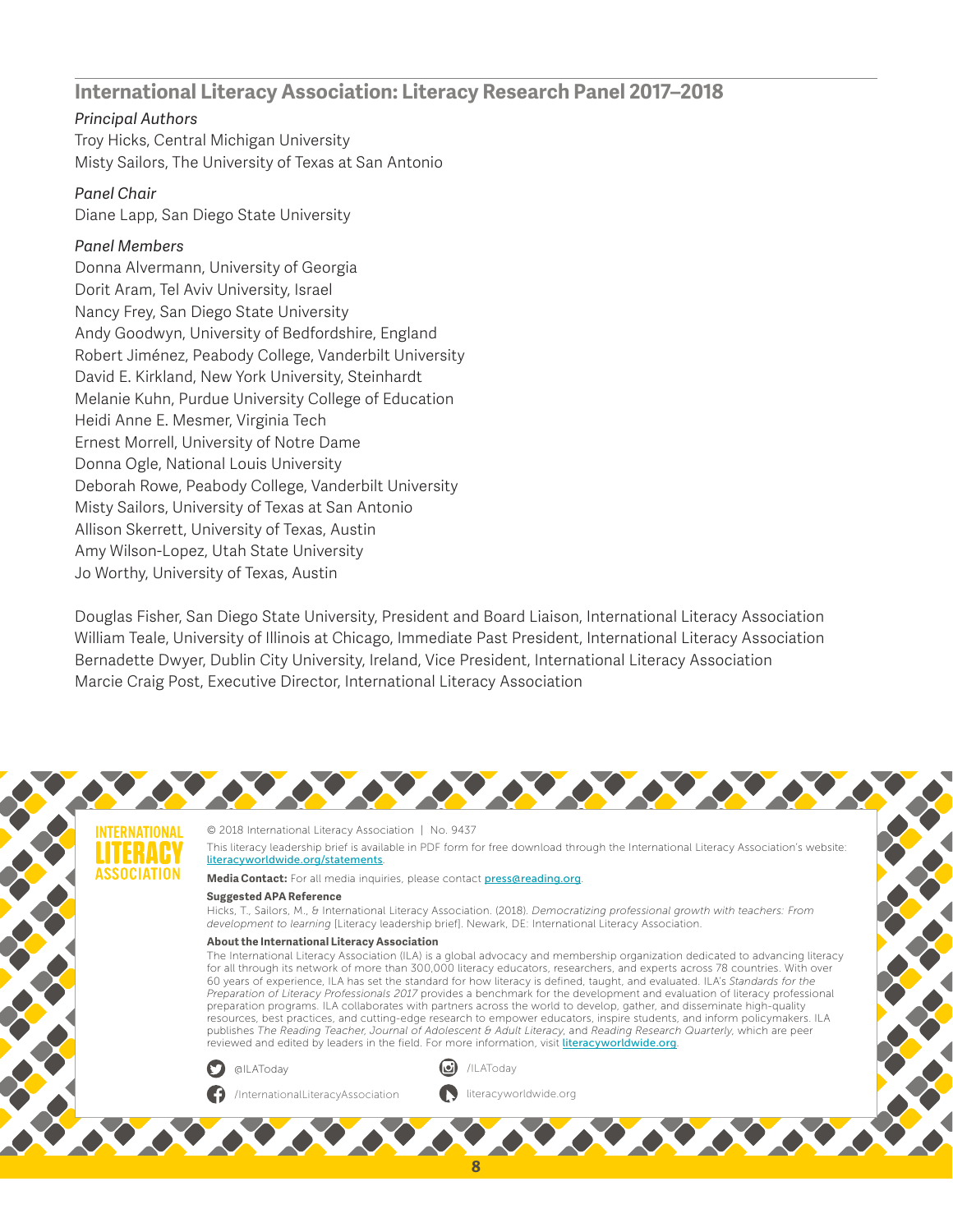## International Literacy Association: Literacy Research Panel 2017–2018

*Principal Authors*
Troy Hicks, Central Michigan University
Misty Sailors, The University of Texas at San Antonio

*Panel Chair*
Diane Lapp, San Diego State University

*Panel Members*
Donna Alvermann, University of Georgia
Dorit Aram, Tel Aviv University, Israel
Nancy Frey, San Diego State University
Andy Goodwyn, University of Bedfordshire, England
Robert Jiménez, Peabody College, Vanderbilt University
David E. Kirkland, New York University, Steinhardt
Melanie Kuhn, Purdue University College of Education
Heidi Anne E. Mesmer, Virginia Tech
Ernest Morrell, University of Notre Dame
Donna Ogle, National Louis University
Deborah Rowe, Peabody College, Vanderbilt University
Misty Sailors, University of Texas at San Antonio
Allison Skerrett, University of Texas, Austin
Amy Wilson-Lopez, Utah State University
Jo Worthy, University of Texas, Austin

Douglas Fisher, San Diego State University, President and Board Liaison, International Literacy Association
William Teale, University of Illinois at Chicago, Immediate Past President, International Literacy Association
Bernadette Dwyer, Dublin City University, Ireland, Vice President, International Literacy Association
Marcie Craig Post, Executive Director, International Literacy Association

INTERNATIONAL LITERACY ASSOCIATION

© 2018 International Literacy Association | No. 9437

This literacy leadership brief is available in PDF form for free download through the International Literacy Association's website: literacyworldwide.org/statements.

**Media Contact:** For all media inquiries, please contact press@reading.org.

**Suggested APA Reference**
Hicks, T., Sailors, M., & International Literacy Association. (2018). *Democratizing professional growth with teachers: From development to learning* [Literacy leadership brief]. Newark, DE: International Literacy Association.

**About the International Literacy Association**
The International Literacy Association (ILA) is a global advocacy and membership organization dedicated to advancing literacy for all through its network of more than 300,000 literacy educators, researchers, and experts across 78 countries. With over 60 years of experience, ILA has set the standard for how literacy is defined, taught, and evaluated. ILA's *Standards for the Preparation of Literacy Professionals 2017* provides a benchmark for the development and evaluation of literacy professional preparation programs. ILA collaborates with partners across the world to develop, gather, and disseminate high-quality resources, best practices, and cutting-edge research to empower educators, inspire students, and inform policymakers. ILA publishes *The Reading Teacher*, *Journal of Adolescent & Adult Literacy*, and *Reading Research Quarterly*, which are peer reviewed and edited by leaders in the field. For more information, visit literacyworldwide.org.

@ILAToday
/ILAToday
/InternationalLiteracyAssociation
literacyworldwide.org